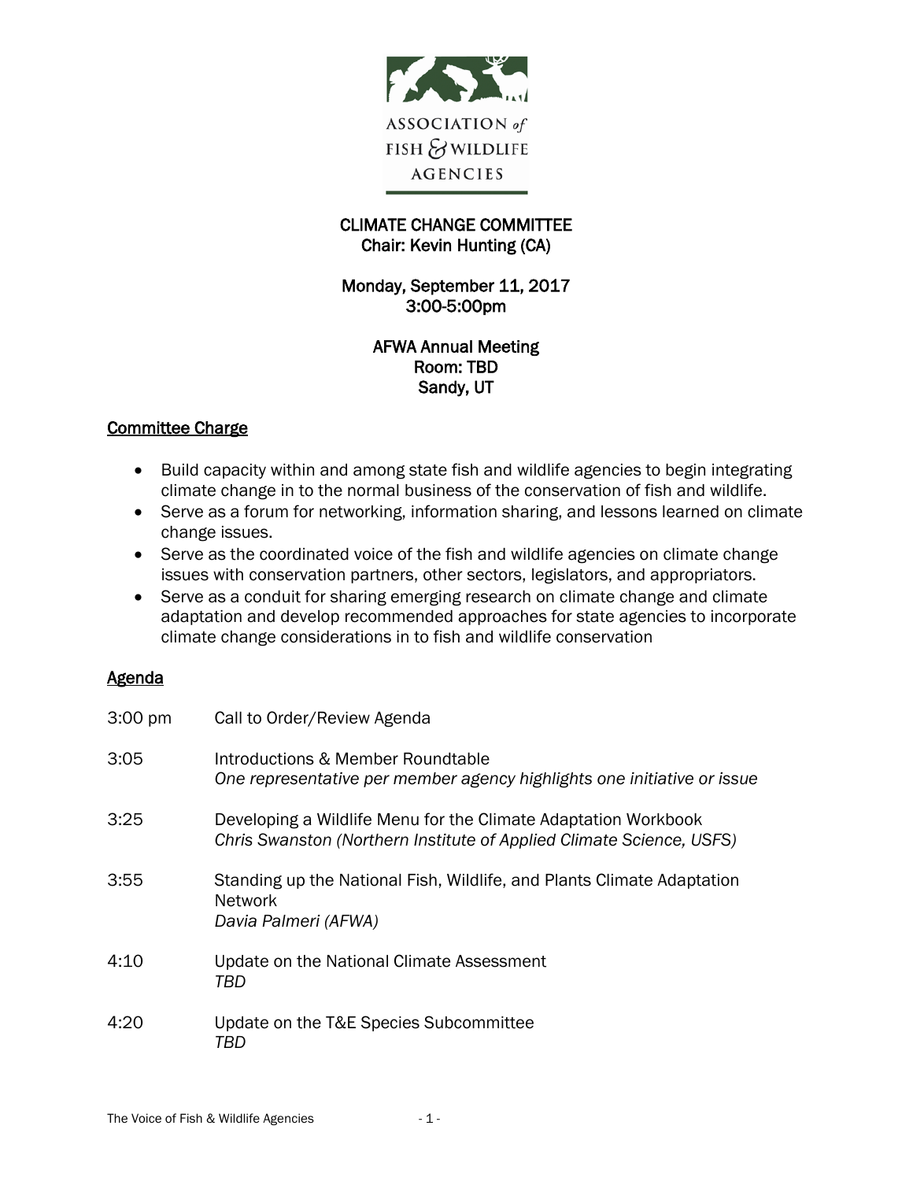ASSOCIATION *of* FISH & WILDLIFE AGENCIES

**CLIMATE CHANGE COMMITTEE**
**Chair: Kevin Hunting (CA)**

**Monday, September 11, 2017**
**3:00-5:00pm**

**AFWA Annual Meeting**
**Room: TBD**
**Sandy, UT**

## Committee Charge

- Build capacity within and among state fish and wildlife agencies to begin integrating climate change in to the normal business of the conservation of fish and wildlife.
- Serve as a forum for networking, information sharing, and lessons learned on climate change issues.
- Serve as the coordinated voice of the fish and wildlife agencies on climate change issues with conservation partners, other sectors, legislators, and appropriators.
- Serve as a conduit for sharing emerging research on climate change and climate adaptation and develop recommended approaches for state agencies to incorporate climate change considerations in to fish and wildlife conservation

## Agenda

| | |
|---|---|
| 3:00 pm | Call to Order/Review Agenda |
| 3:05 | Introductions & Member Roundtable<br>*One representative per member agency highlights one initiative or issue* |
| 3:25 | Developing a Wildlife Menu for the Climate Adaptation Workbook<br>*Chris Swanston (Northern Institute of Applied Climate Science, USFS)* |
| 3:55 | Standing up the National Fish, Wildlife, and Plants Climate Adaptation Network<br>*Davia Palmeri (AFWA)* |
| 4:10 | Update on the National Climate Assessment<br>*TBD* |
| 4:20 | Update on the T&E Species Subcommittee<br>*TBD* |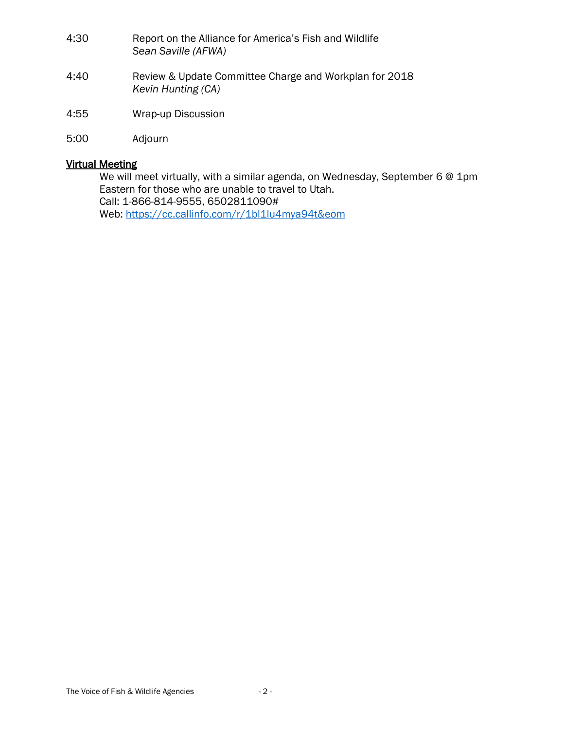| | |
|---|---|
| 4:30 | Report on the Alliance for America's Fish and Wildlife *Sean Saville (AFWA)* |
| 4:40 | Review & Update Committee Charge and Workplan for 2018 *Kevin Hunting (CA)* |
| 4:55 | Wrap-up Discussion |
| 5:00 | Adjourn |

**Virtual Meeting**

We will meet virtually, with a similar agenda, on Wednesday, September 6 @ 1pm Eastern for those who are unable to travel to Utah.
Call: 1-866-814-9555, 6502811090#
Web: https://cc.callinfo.com/r/1bl1lu4mya94t&eom